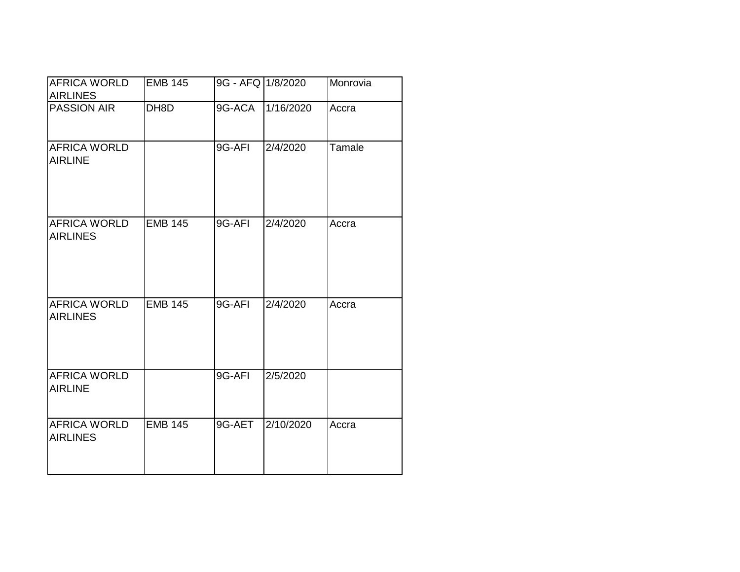| AFRICA WORLD AIRLINES | EMB 145 | 9G - AFQ | 1/8/2020 | Monrovia |
|---|---|---|---|---|
| PASSION AIR | DH8D | 9G-ACA | 1/16/2020 | Accra |
| AFRICA WORLD AIRLINE | | 9G-AFI | 2/4/2020 | Tamale |
| AFRICA WORLD AIRLINES | EMB 145 | 9G-AFI | 2/4/2020 | Accra |
| AFRICA WORLD AIRLINES | EMB 145 | 9G-AFI | 2/4/2020 | Accra |
| AFRICA WORLD AIRLINE | | 9G-AFI | 2/5/2020 | |
| AFRICA WORLD AIRLINES | EMB 145 | 9G-AET | 2/10/2020 | Accra |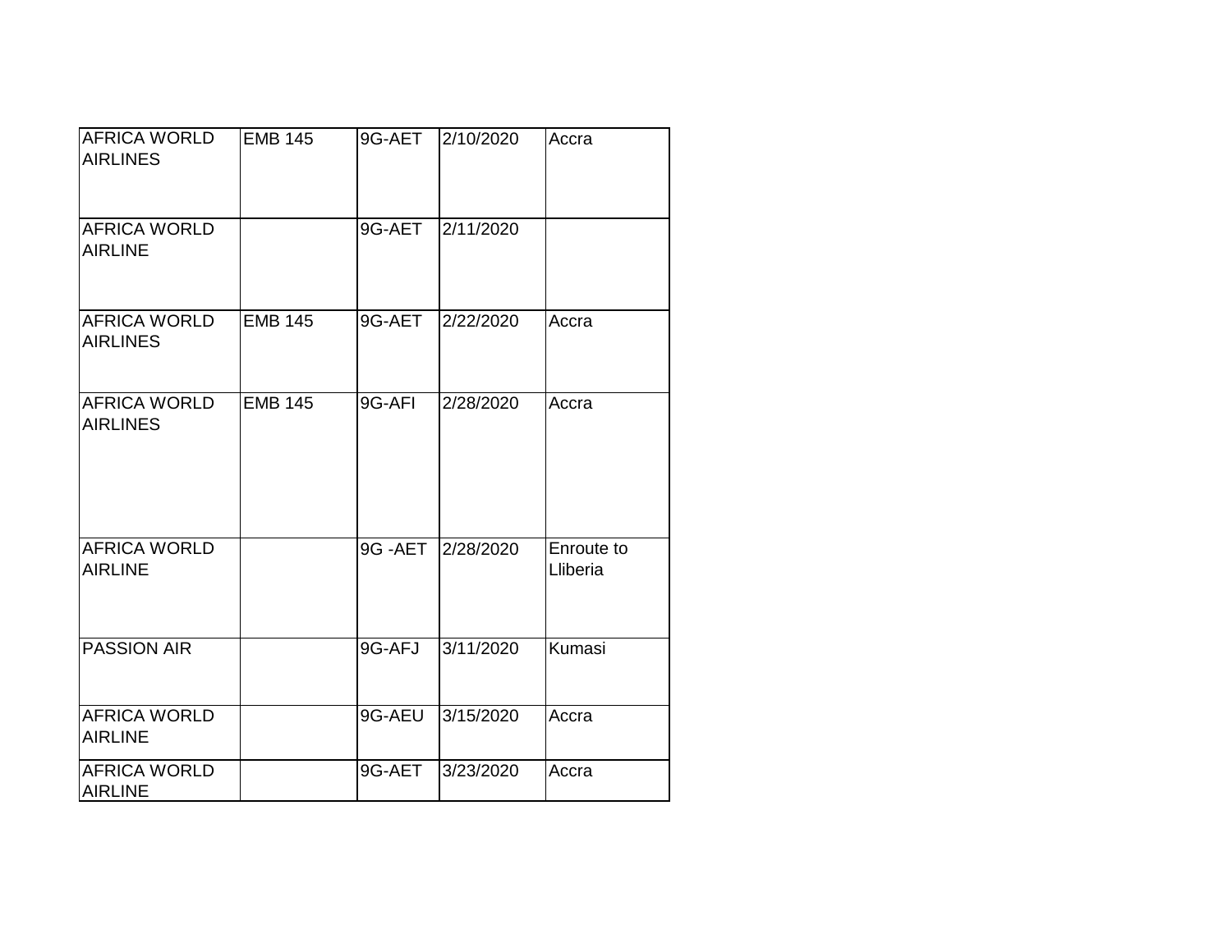| AFRICA WORLD AIRLINES | EMB 145 | 9G-AET | 2/10/2020 | Accra |
|---|---|---|---|---|
| AFRICA WORLD AIRLINE | | 9G-AET | 2/11/2020 | |
| AFRICA WORLD AIRLINES | EMB 145 | 9G-AET | 2/22/2020 | Accra |
| AFRICA WORLD AIRLINES | EMB 145 | 9G-AFI | 2/28/2020 | Accra |
| AFRICA WORLD AIRLINE | | 9G -AET | 2/28/2020 | Enroute to Lliberia |
| PASSION AIR | | 9G-AFJ | 3/11/2020 | Kumasi |
| AFRICA WORLD AIRLINE | | 9G-AEU | 3/15/2020 | Accra |
| AFRICA WORLD AIRLINE | | 9G-AET | 3/23/2020 | Accra |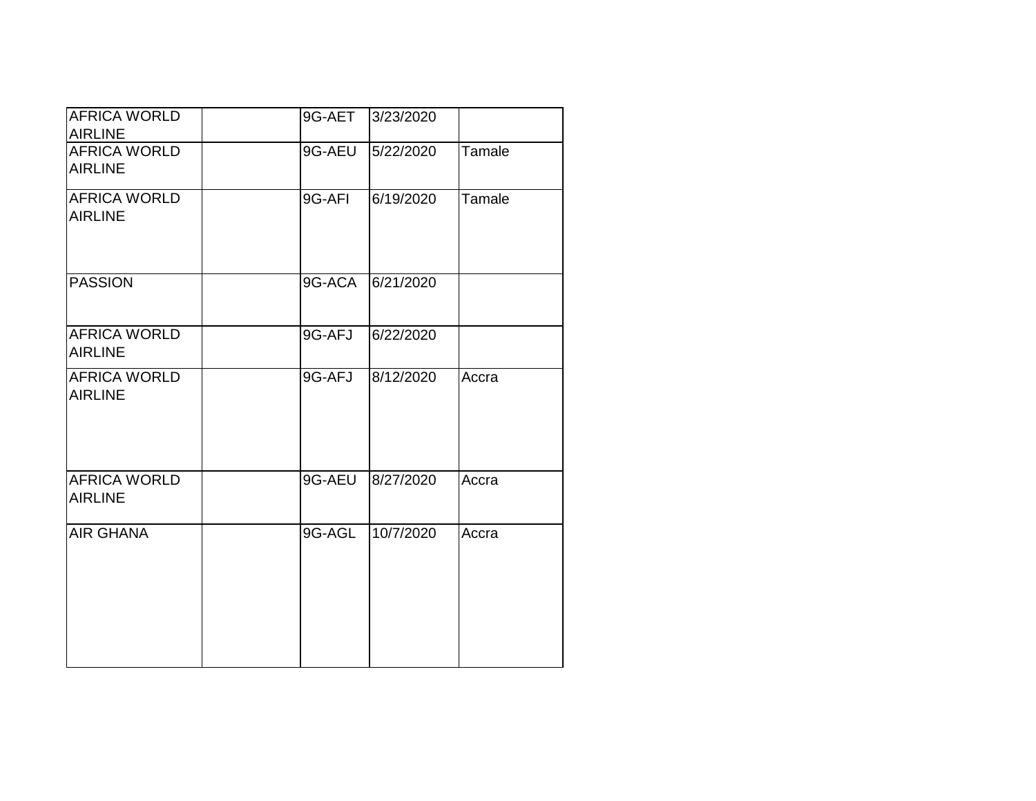| | | | | |
|---|---|---|---|---|
| AFRICA WORLD AIRLINE | | 9G-AET | 3/23/2020 | |
| AFRICA WORLD AIRLINE | | 9G-AEU | 5/22/2020 | Tamale |
| AFRICA WORLD AIRLINE | | 9G-AFI | 6/19/2020 | Tamale |
| PASSION | | 9G-ACA | 6/21/2020 | |
| AFRICA WORLD AIRLINE | | 9G-AFJ | 6/22/2020 | |
| AFRICA WORLD AIRLINE | | 9G-AFJ | 8/12/2020 | Accra |
| AFRICA WORLD AIRLINE | | 9G-AEU | 8/27/2020 | Accra |
| AIR GHANA | | 9G-AGL | 10/7/2020 | Accra |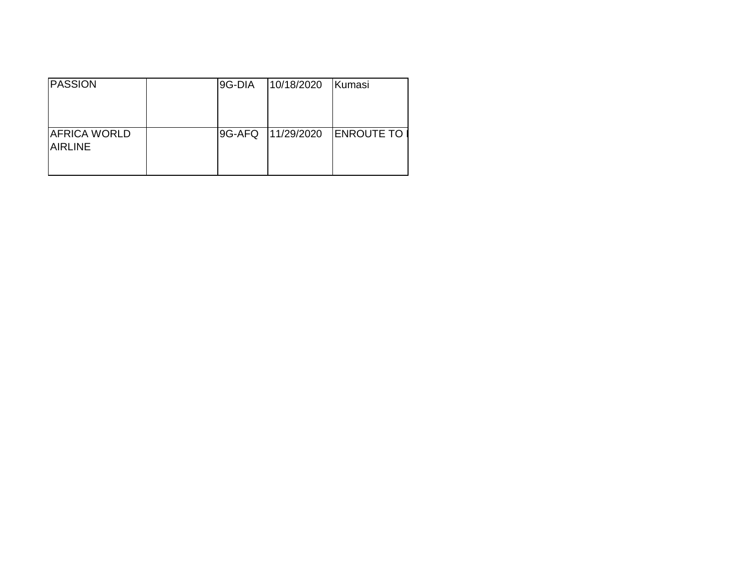| | | | | |
|---|---|---|---|---|
| PASSION | | 9G-DIA | 10/18/2020 | Kumasi |
| AFRICA WORLD AIRLINE | | 9G-AFQ | 11/29/2020 | ENROUTE TO |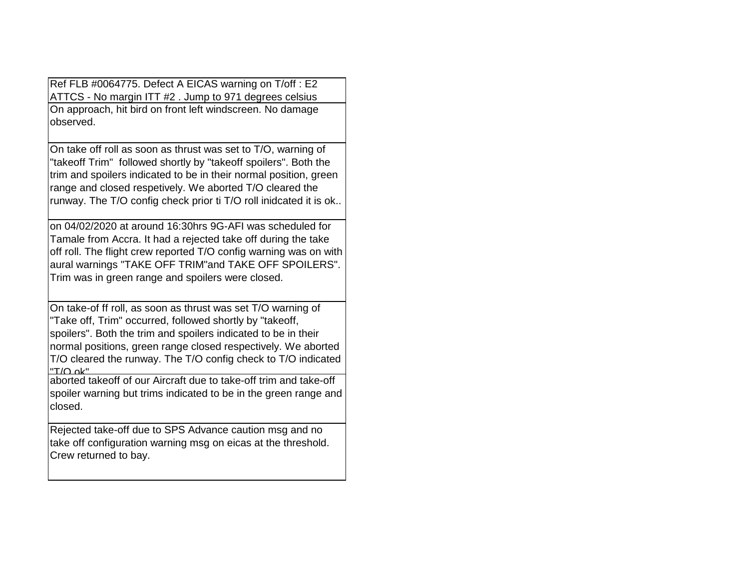| |
|---|
| Ref FLB #0064775. Defect A EICAS warning on T/off : E2 ATTCS - No margin ITT #2 . Jump to 971 degrees celsius |
| On approach, hit bird on front left windscreen. No damage observed. |
| On take off roll as soon as thrust was set to T/O, warning of "takeoff Trim" followed shortly by "takeoff spoilers". Both the trim and spoilers indicated to be in their normal position, green range and closed respetively. We aborted T/O cleared the runway. The T/O config check prior ti T/O roll inidcated it is ok.. |
| on 04/02/2020 at around 16:30hrs 9G-AFI was scheduled for Tamale from Accra. It had a rejected take off during the take off roll. The flight crew reported T/O config warning was on with aural warnings "TAKE OFF TRIM"and TAKE OFF SPOILERS". Trim was in green range and spoilers were closed. |
| On take-of ff roll, as soon as thrust was set T/O warning of "Take off, Trim" occurred, followed shortly by "takeoff, spoilers". Both the trim and spoilers indicated to be in their normal positions, green range closed respectively. We aborted T/O cleared the runway. The T/O config check to T/O indicated "T/O ok" |
| aborted takeoff of our Aircraft due to take-off trim and take-off spoiler warning but trims indicated to be in the green range and closed. |
| Rejected take-off due to SPS Advance caution msg and no take off configuration warning msg on eicas at the threshold. Crew returned to bay. |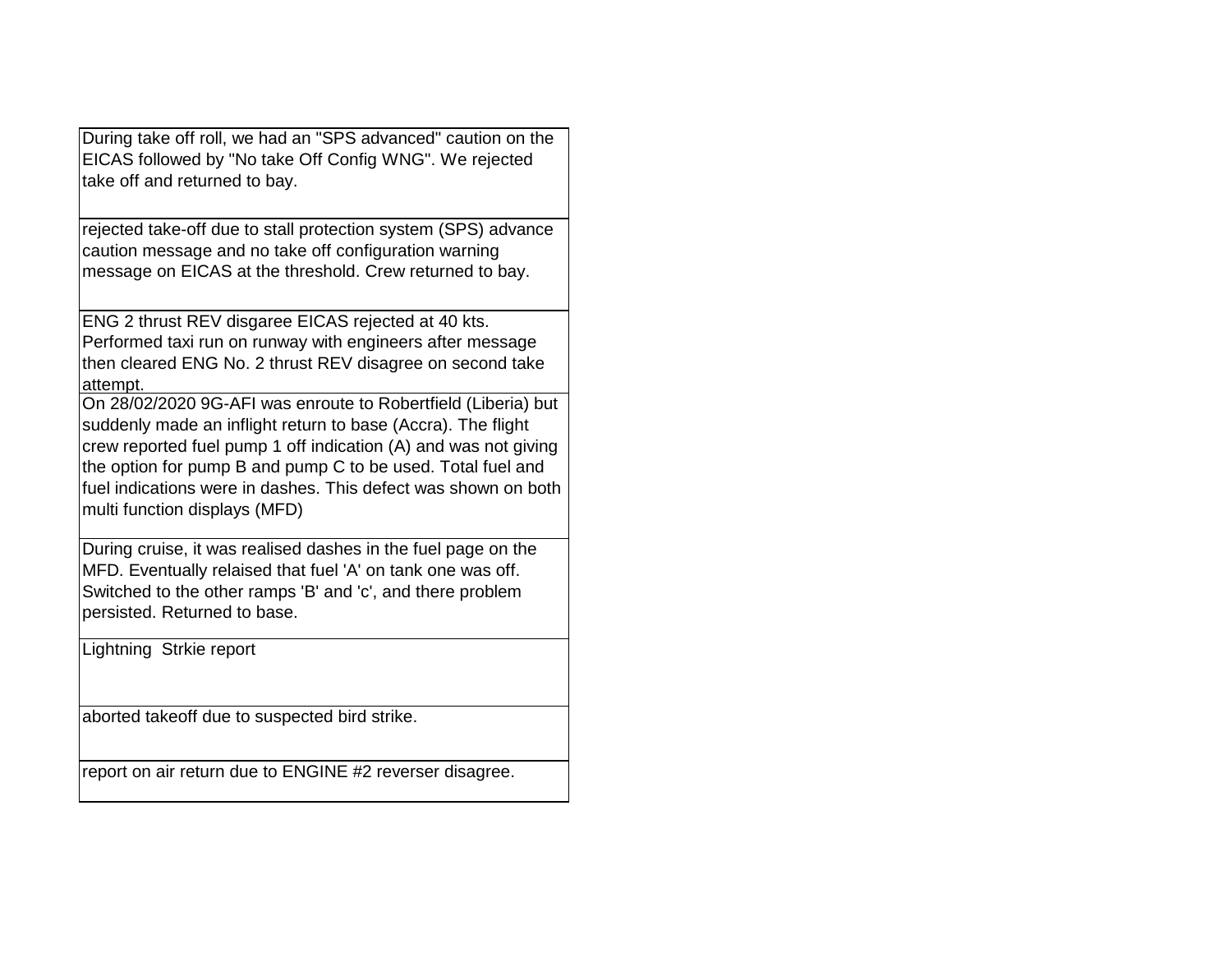| |
|---|
| During take off roll, we had an "SPS advanced" caution on the EICAS followed by "No take Off Config WNG". We rejected take off and returned to bay. |
| rejected take-off due to stall protection system (SPS) advance caution message and no take off configuration warning message on EICAS at the threshold. Crew returned to bay. |
| ENG 2 thrust REV disgaree EICAS rejected at 40 kts. Performed taxi run on runway with engineers after message then cleared ENG No. 2 thrust REV disagree on second take attempt. |
| On 28/02/2020 9G-AFI was enroute to Robertfield (Liberia) but suddenly made an inflight return to base (Accra). The flight crew reported fuel pump 1 off indication (A) and was not giving the option for pump B and pump C to be used. Total fuel and fuel indications were in dashes. This defect was shown on both multi function displays (MFD) |
| During cruise, it was realised dashes in the fuel page on the MFD. Eventually relaised that fuel 'A' on tank one was off. Switched to the other ramps 'B' and 'c', and there problem persisted. Returned to base. |
| Lightning  Strkie report |
| aborted takeoff due to suspected bird strike. |
| report on air return due to ENGINE #2 reverser disagree. |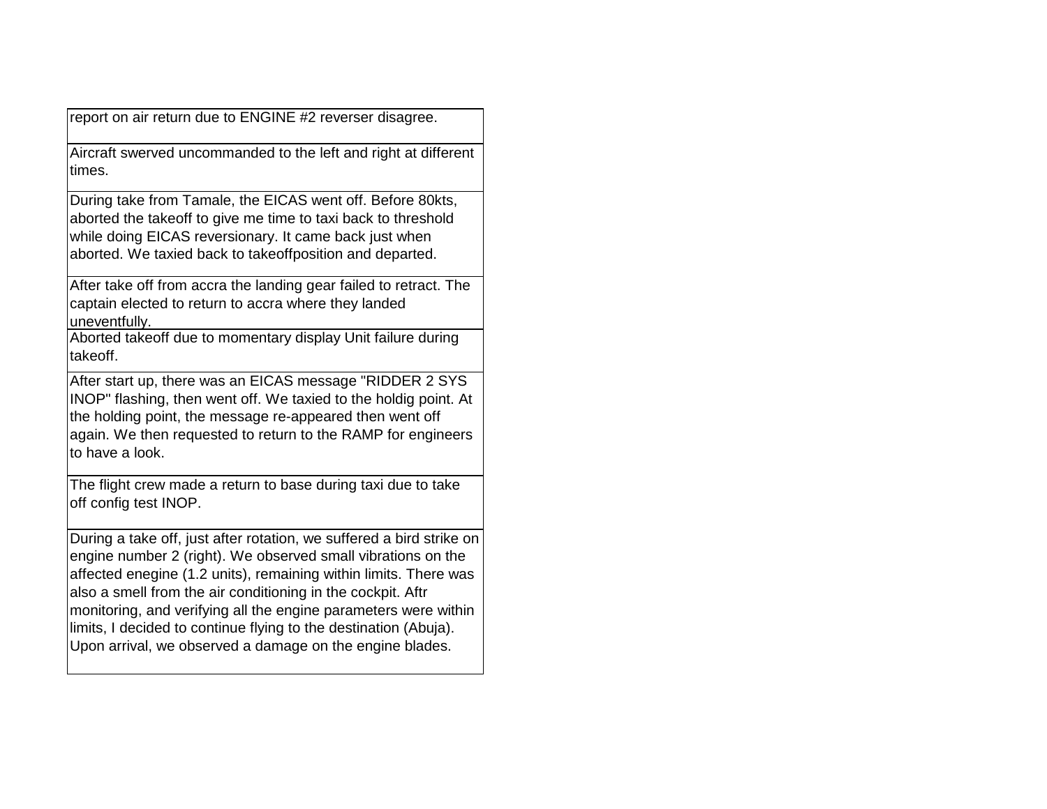| report on air return due to ENGINE #2 reverser disagree. |
|---|
| Aircraft swerved uncommanded to the left and right at different times. |
| During take from Tamale, the EICAS went off. Before 80kts, aborted the takeoff to give me time to taxi back to threshold while doing EICAS reversionary. It came back just when aborted. We taxied back to takeoffposition and departed. |
| After take off from accra the landing gear failed to retract. The captain elected to return to accra where they landed uneventfully. |
| Aborted takeoff due to momentary display Unit failure during takeoff. |
| After start up, there was an EICAS message "RIDDER 2 SYS INOP" flashing, then went off. We taxied to the holdig point. At the holding point, the message re-appeared then went off again. We then requested to return to the RAMP for engineers to have a look. |
| The flight crew made a return to base during taxi due to take off config test INOP. |
| During a take off, just after rotation, we suffered a bird strike on engine number 2 (right). We observed small vibrations on the affected enegine (1.2 units), remaining within limits. There was also a smell from the air conditioning in the cockpit. Aftr monitoring, and verifying all the engine parameters were within limits, I decided to continue flying to the destination (Abuja). Upon arrival, we observed a damage on the engine blades. |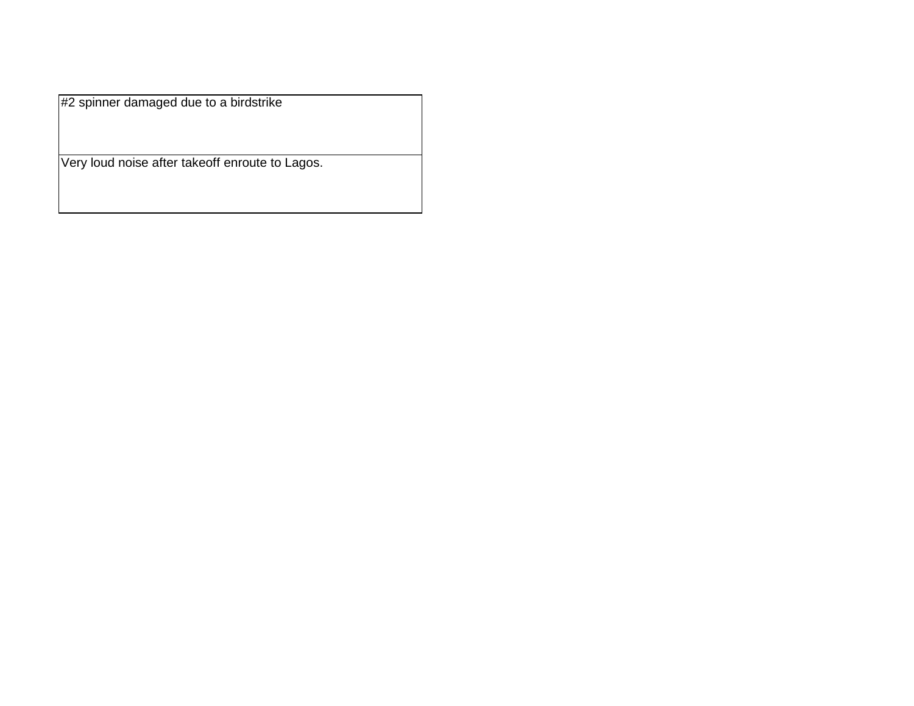| |
|---|
| #2 spinner damaged due to a birdstrike |
| Very loud noise after takeoff enroute to Lagos. |